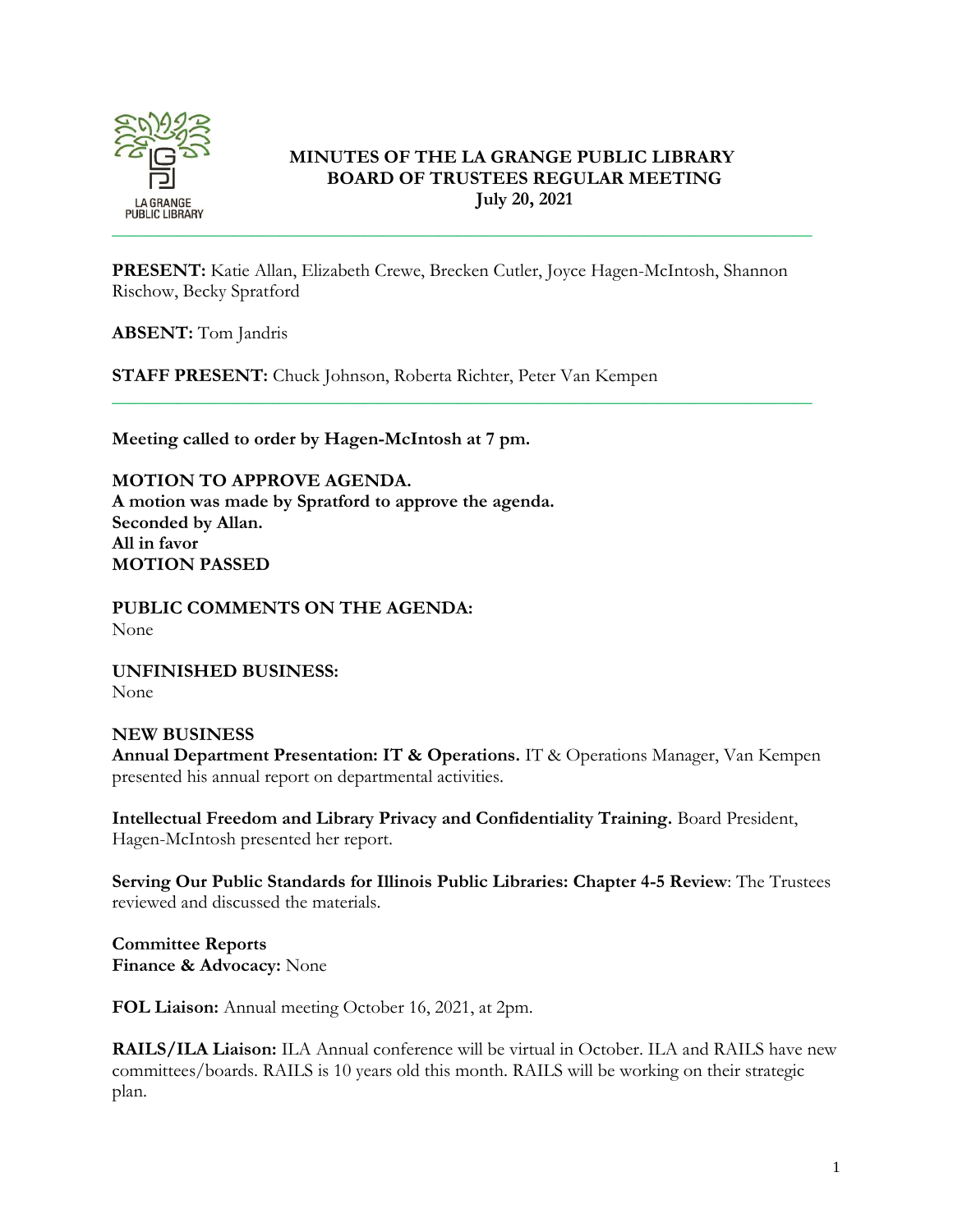# MINUTES OF THE LA GRANGE PUBLIC LIBRARY BOARD OF TRUSTEES REGULAR MEETING
## July 20, 2021

---

**PRESENT:** Katie Allan, Elizabeth Crewe, Brecken Cutler, Joyce Hagen-McIntosh, Shannon Rischow, Becky Spratford

**ABSENT:** Tom Jandris

**STAFF PRESENT:** Chuck Johnson, Roberta Richter, Peter Van Kempen

---

**Meeting called to order by Hagen-McIntosh at 7 pm.**

**MOTION TO APPROVE AGENDA.**
**A motion was made by Spratford to approve the agenda.**
**Seconded by Allan.**
**All in favor**
**MOTION PASSED**

**PUBLIC COMMENTS ON THE AGENDA:**
None

**UNFINISHED BUSINESS:**
None

**NEW BUSINESS**
**Annual Department Presentation: IT & Operations.** IT & Operations Manager, Van Kempen presented his annual report on departmental activities.

**Intellectual Freedom and Library Privacy and Confidentiality Training.** Board President, Hagen-McIntosh presented her report.

**Serving Our Public Standards for Illinois Public Libraries: Chapter 4-5 Review**: The Trustees reviewed and discussed the materials.

**Committee Reports**
**Finance & Advocacy:** None

**FOL Liaison:** Annual meeting October 16, 2021, at 2pm.

**RAILS/ILA Liaison:** ILA Annual conference will be virtual in October. ILA and RAILS have new committees/boards. RAILS is 10 years old this month. RAILS will be working on their strategic plan.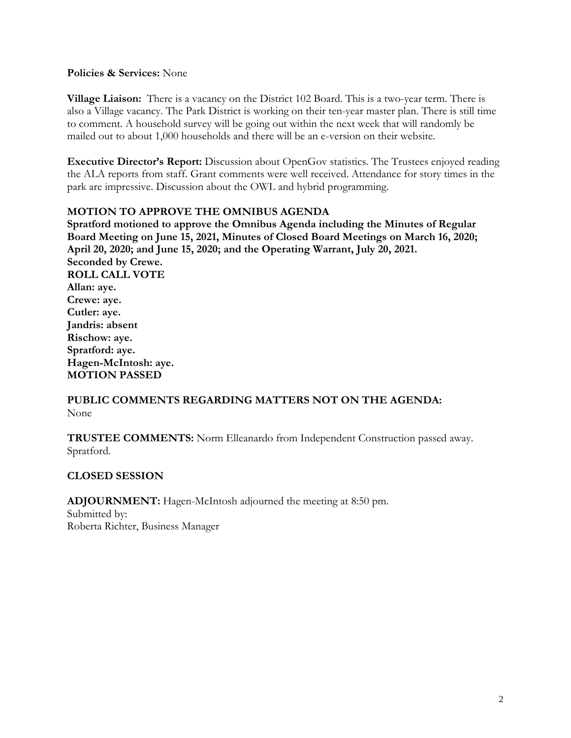**Policies & Services:** None

**Village Liaison:** There is a vacancy on the District 102 Board. This is a two-year term. There is also a Village vacancy. The Park District is working on their ten-year master plan. There is still time to comment. A household survey will be going out within the next week that will randomly be mailed out to about 1,000 households and there will be an e-version on their website.

**Executive Director's Report:** Discussion about OpenGov statistics. The Trustees enjoyed reading the ALA reports from staff. Grant comments were well received. Attendance for story times in the park are impressive. Discussion about the OWL and hybrid programming.

**MOTION TO APPROVE THE OMNIBUS AGENDA**
**Spratford motioned to approve the Omnibus Agenda including the Minutes of Regular Board Meeting on June 15, 2021, Minutes of Closed Board Meetings on March 16, 2020; April 20, 2020; and June 15, 2020; and the Operating Warrant, July 20, 2021.**
**Seconded by Crewe.**
**ROLL CALL VOTE**
**Allan: aye.**
**Crewe: aye.**
**Cutler: aye.**
**Jandris: absent**
**Rischow: aye.**
**Spratford: aye.**
**Hagen-McIntosh: aye.**
**MOTION PASSED**

**PUBLIC COMMENTS REGARDING MATTERS NOT ON THE AGENDA:**
None

**TRUSTEE COMMENTS:** Norm Elleanardo from Independent Construction passed away. Spratford.

**CLOSED SESSION**

**ADJOURNMENT:** Hagen-McIntosh adjourned the meeting at 8:50 pm.
Submitted by:
Roberta Richter, Business Manager